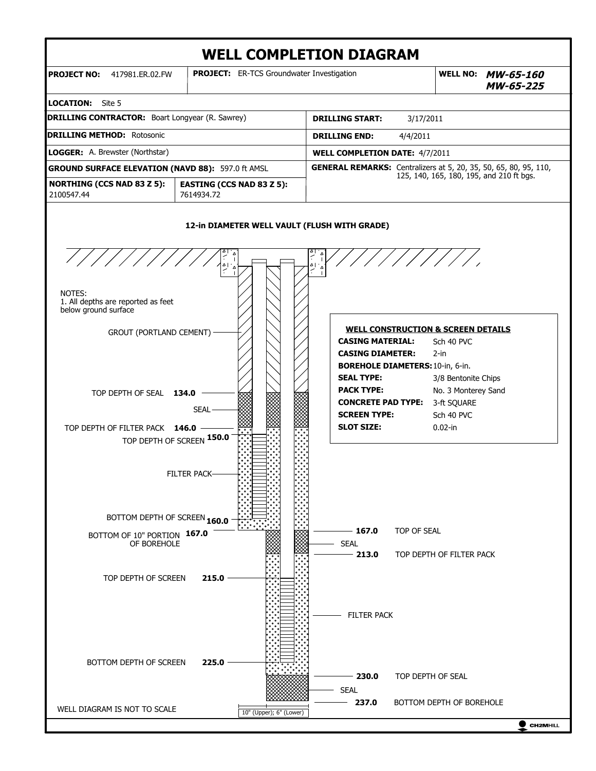# WELL COMPLETION DIAGRAM

| | | | |
|---|---|---|---|
| **PROJECT NO:** 417981.ER.02.FW | **PROJECT:** ER-TCS Groundwater Investigation | | **WELL NO:** ***MW-65-160*** ***MW-65-225*** |
| **LOCATION:** Site 5 | | | |
| **DRILLING CONTRACTOR:** Boart Longyear (R. Sawrey) | | **DRILLING START:** 3/17/2011 | |
| **DRILLING METHOD:** Rotosonic | | **DRILLING END:** 4/4/2011 | |
| **LOGGER:** A. Brewster (Northstar) | | **WELL COMPLETION DATE:** 4/7/2011 | |
| **GROUND SURFACE ELEVATION (NAVD 88):** 597.0 ft AMSL | | **GENERAL REMARKS:** Centralizers at 5, 20, 35, 50, 65, 80, 95, 110, 125, 140, 165, 180, 195, and 210 ft bgs. | |
| **NORTHING (CCS NAD 83 Z 5):** 2100547.44 | **EASTING (CCS NAD 83 Z 5):** 7614934.72 | | |

**12-in DIAMETER WELL VAULT (FLUSH WITH GRADE)**

NOTES:
1. All depths are reported as feet below ground surface

GROUT (PORTLAND CEMENT)

TOP DEPTH OF SEAL **134.0**

SEAL

TOP DEPTH OF FILTER PACK **146.0**

TOP DEPTH OF SCREEN **150.0**

FILTER PACK

BOTTOM DEPTH OF SCREEN **160.0**

BOTTOM OF 10" PORTION OF BOREHOLE **167.0**

**167.0** TOP OF SEAL

SEAL

**213.0** TOP DEPTH OF FILTER PACK

TOP DEPTH OF SCREEN **215.0**

FILTER PACK

BOTTOM DEPTH OF SCREEN **225.0**

**230.0** TOP DEPTH OF SEAL

SEAL

**237.0** BOTTOM DEPTH OF BOREHOLE

### WELL CONSTRUCTION & SCREEN DETAILS

| | |
|---|---|
| **CASING MATERIAL:** | Sch 40 PVC |
| **CASING DIAMETER:** | 2-in |
| **BOREHOLE DIAMETERS:** | 10-in, 6-in. |
| **SEAL TYPE:** | 3/8 Bentonite Chips |
| **PACK TYPE:** | No. 3 Monterey Sand |
| **CONCRETE PAD TYPE:** | 3-ft SQUARE |
| **SCREEN TYPE:** | Sch 40 PVC |
| **SLOT SIZE:** | 0.02-in |

10" (Upper); 6" (Lower)

WELL DIAGRAM IS NOT TO SCALE

CH2MHILL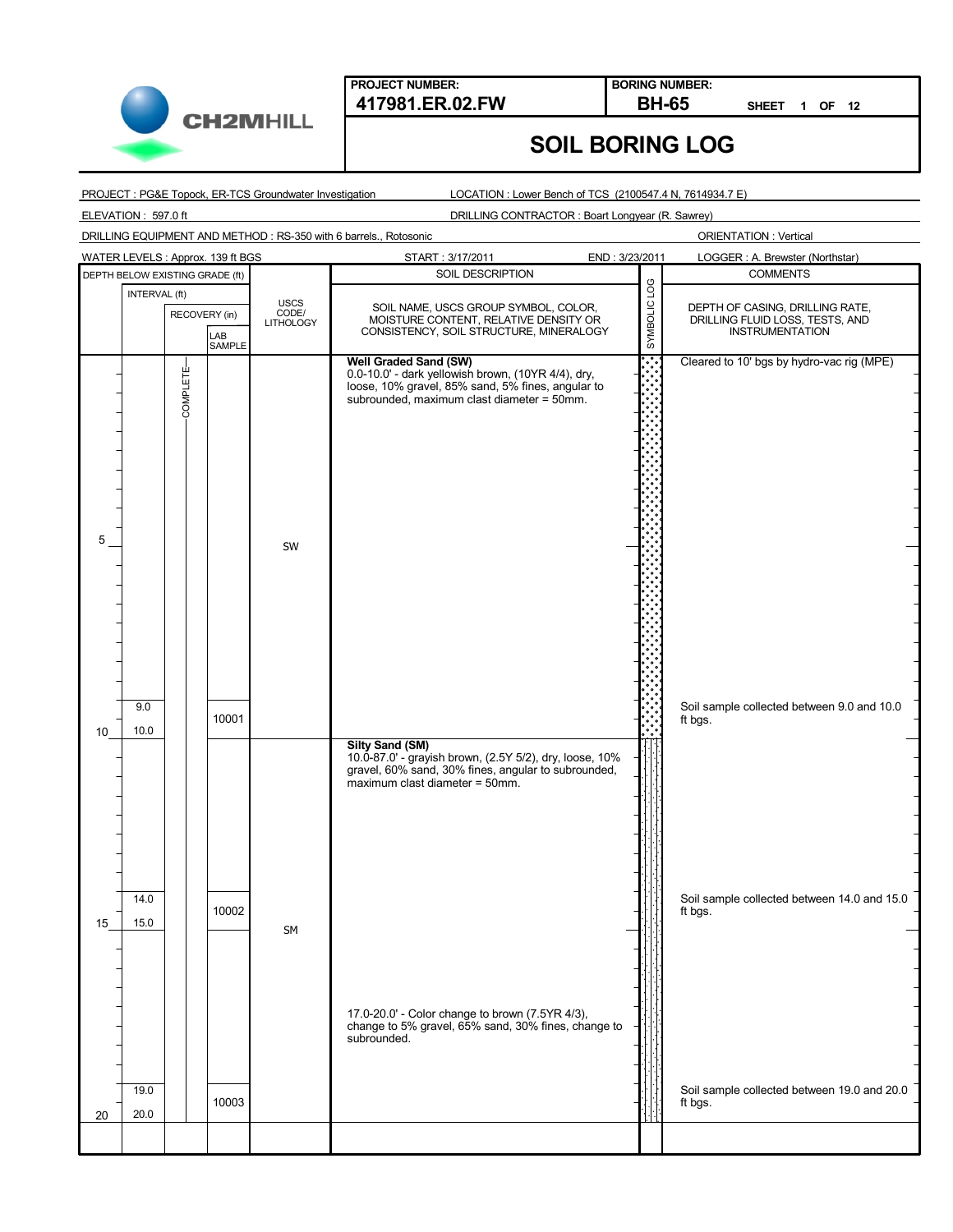**CH2MHILL**

| PROJECT NUMBER: | BORING NUMBER: |
|---|---|
| **417981.ER.02.FW** | **BH-65** SHEET 1 OF 12 |

## SOIL BORING LOG

PROJECT : PG&E Topock, ER-TCS Groundwater Investigation

LOCATION : Lower Bench of TCS (2100547.4 N, 7614934.7 E)

ELEVATION : 597.0 ft

DRILLING CONTRACTOR : Boart Longyear (R. Sawrey)

DRILLING EQUIPMENT AND METHOD : RS-350 with 6 barrels., Rotosonic

ORIENTATION : Vertical

WATER LEVELS : Approx. 139 ft BGS

START : 3/17/2011

END : 3/23/2011

LOGGER : A. Brewster (Northstar)

| DEPTH BELOW EXISTING GRADE (ft) | INTERVAL (ft) | RECOVERY (in) | LAB SAMPLE | USCS CODE/ LITHOLOGY | SOIL DESCRIPTION: SOIL NAME, USCS GROUP SYMBOL, COLOR, MOISTURE CONTENT, RELATIVE DENSITY OR CONSISTENCY, SOIL STRUCTURE, MINERALOGY | COMMENTS: DEPTH OF CASING, DRILLING RATE, DRILLING FLUID LOSS, TESTS, AND INSTRUMENTATION |
|---|---|---|---|---|---|---|
| 0 | | COMPLETE | | | **Well Graded Sand (SW)** 0.0-10.0' - dark yellowish brown, (10YR 4/4), dry, loose, 10% gravel, 85% sand, 5% fines, angular to subrounded, maximum clast diameter = 50mm. | Cleared to 10' bgs by hydro-vac rig (MPE) |
| 5 | | | | SW | | |
| | 9.0 | | | | | |
| 10 | 10.0 | | 10001 | | | Soil sample collected between 9.0 and 10.0 ft bgs. |
| | | | | | **Silty Sand (SM)** 10.0-87.0' - grayish brown, (2.5Y 5/2), dry, loose, 10% gravel, 60% sand, 30% fines, angular to subrounded, maximum clast diameter = 50mm. | |
| | 14.0 | | | | | |
| 15 | 15.0 | | 10002 | SM | | Soil sample collected between 14.0 and 15.0 ft bgs. |
| | | | | | 17.0-20.0' - Color change to brown (7.5YR 4/3), change to 5% gravel, 65% sand, 30% fines, change to subrounded. | |
| | 19.0 | | | | | |
| 20 | 20.0 | | 10003 | | | Soil sample collected between 19.0 and 20.0 ft bgs. |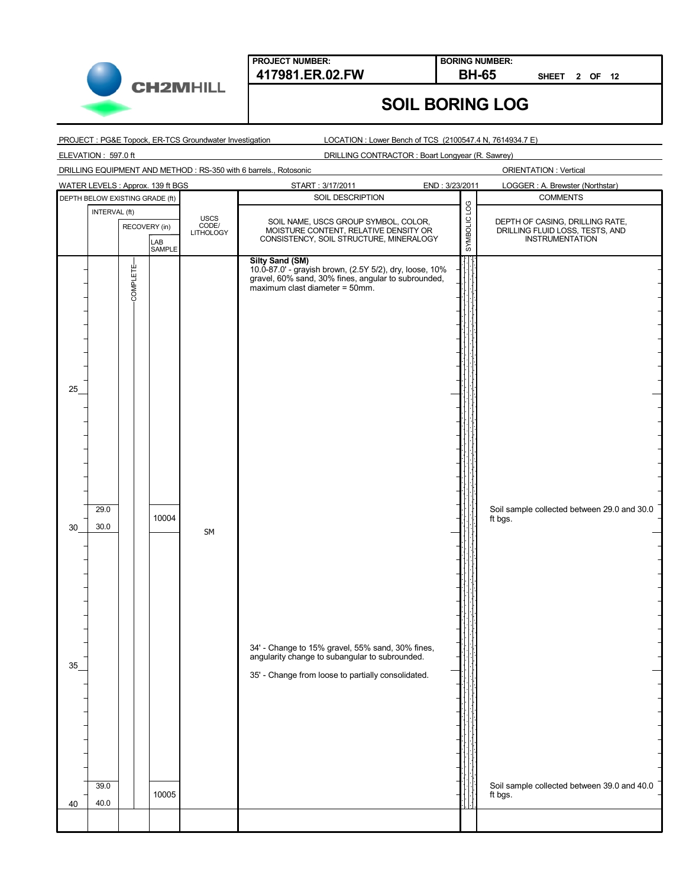**PROJECT NUMBER:** 417981.ER.02.FW

**BORING NUMBER:** BH-65 SHEET 2 OF 12

# SOIL BORING LOG

PROJECT : PG&E Topock, ER-TCS Groundwater Investigation

LOCATION : Lower Bench of TCS (2100547.4 N, 7614934.7 E)

ELEVATION : 597.0 ft

DRILLING CONTRACTOR : Boart Longyear (R. Sawrey)

DRILLING EQUIPMENT AND METHOD : RS-350 with 6 barrels., Rotosonic

ORIENTATION : Vertical

WATER LEVELS : Approx. 139 ft BGS

START : 3/17/2011

END : 3/23/2011

LOGGER : A. Brewster (Northstar)

| DEPTH BELOW EXISTING GRADE (ft) | INTERVAL (ft) | RECOVERY (in) | LAB SAMPLE | USCS CODE/ LITHOLOGY | SOIL DESCRIPTION: SOIL NAME, USCS GROUP SYMBOL, COLOR, MOISTURE CONTENT, RELATIVE DENSITY OR CONSISTENCY, SOIL STRUCTURE, MINERALOGY | COMMENTS: DEPTH OF CASING, DRILLING RATE, DRILLING FLUID LOSS, TESTS, AND INSTRUMENTATION |
|---|---|---|---|---|---|---|
| | | COMPLETE | | | **Silty Sand (SM)** 10.0-87.0' - grayish brown, (2.5Y 5/2), dry, loose, 10% gravel, 60% sand, 30% fines, angular to subrounded, maximum clast diameter = 50mm. | |
| 25 | | | | | | |
| | 29.0 | | | | | Soil sample collected between 29.0 and 30.0 ft bgs. |
| 30 | 30.0 | | 10004 | SM | | |
| | | | | | 34' - Change to 15% gravel, 55% sand, 30% fines, angularity change to subangular to subrounded. | |
| 35 | | | | | 35' - Change from loose to partially consolidated. | |
| | 39.0 | | | | | Soil sample collected between 39.0 and 40.0 ft bgs. |
| 40 | 40.0 | | 10005 | | | |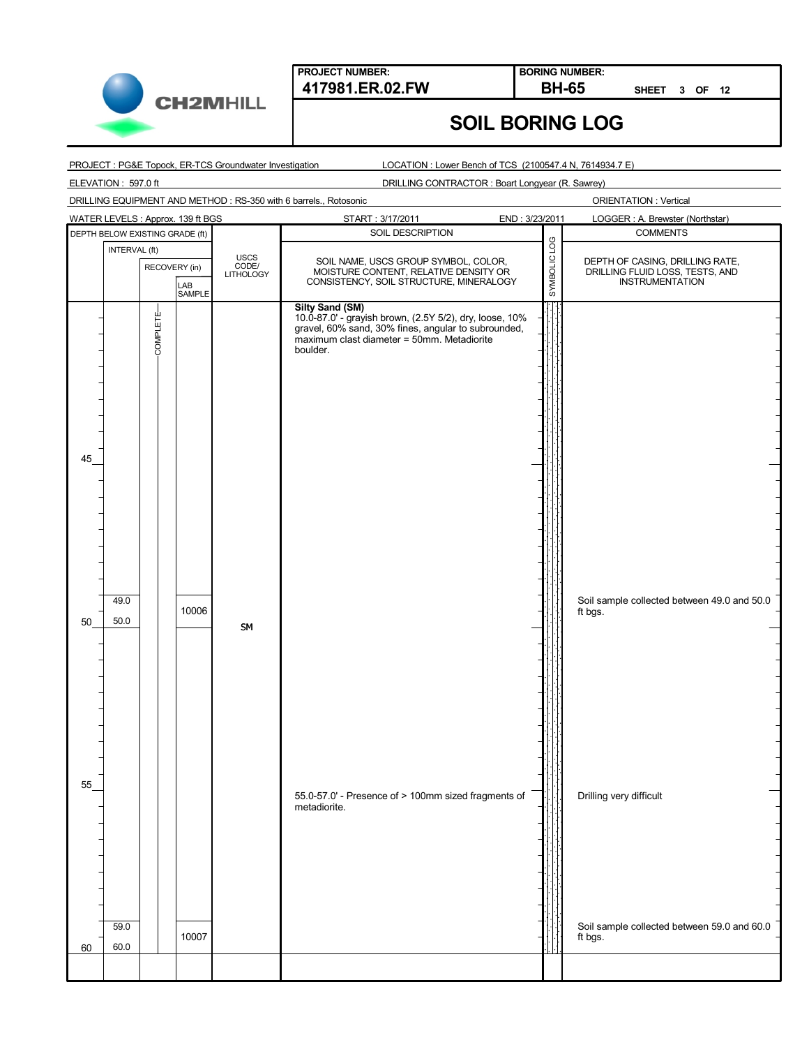**PROJECT NUMBER:** 417981.ER.02.FW

**BORING NUMBER:** BH-65 SHEET 3 OF 12

# SOIL BORING LOG

PROJECT : PG&E Topock, ER-TCS Groundwater Investigation

LOCATION : Lower Bench of TCS (2100547.4 N, 7614934.7 E)

ELEVATION : 597.0 ft

DRILLING CONTRACTOR : Boart Longyear (R. Sawrey)

DRILLING EQUIPMENT AND METHOD : RS-350 with 6 barrels., Rotosonic

ORIENTATION : Vertical

WATER LEVELS : Approx. 139 ft BGS

START : 3/17/2011

END : 3/23/2011

LOGGER : A. Brewster (Northstar)

| DEPTH BELOW EXISTING GRADE (ft) | INTERVAL (ft) | RECOVERY (in) | LAB SAMPLE | USCS CODE/ LITHOLOGY | SOIL DESCRIPTION: SOIL NAME, USCS GROUP SYMBOL, COLOR, MOISTURE CONTENT, RELATIVE DENSITY OR CONSISTENCY, SOIL STRUCTURE, MINERALOGY | COMMENTS: DEPTH OF CASING, DRILLING RATE, DRILLING FLUID LOSS, TESTS, AND INSTRUMENTATION |
|---|---|---|---|---|---|---|
| | | COMPLETE | | | **Silty Sand (SM)** 10.0-87.0' - grayish brown, (2.5Y 5/2), dry, loose, 10% gravel, 60% sand, 30% fines, angular to subrounded, maximum clast diameter = 50mm. Metadiorite boulder. | |
| 45 | | | | | | |
| | 49.0 | | 10006 | | | Soil sample collected between 49.0 and 50.0 ft bgs. |
| 50 | 50.0 | | | SM | | |
| 55 | | | | | 55.0-57.0' - Presence of > 100mm sized fragments of metadiorite. | Drilling very difficult |
| | 59.0 | | 10007 | | | Soil sample collected between 59.0 and 60.0 ft bgs. |
| 60 | 60.0 | | | | | |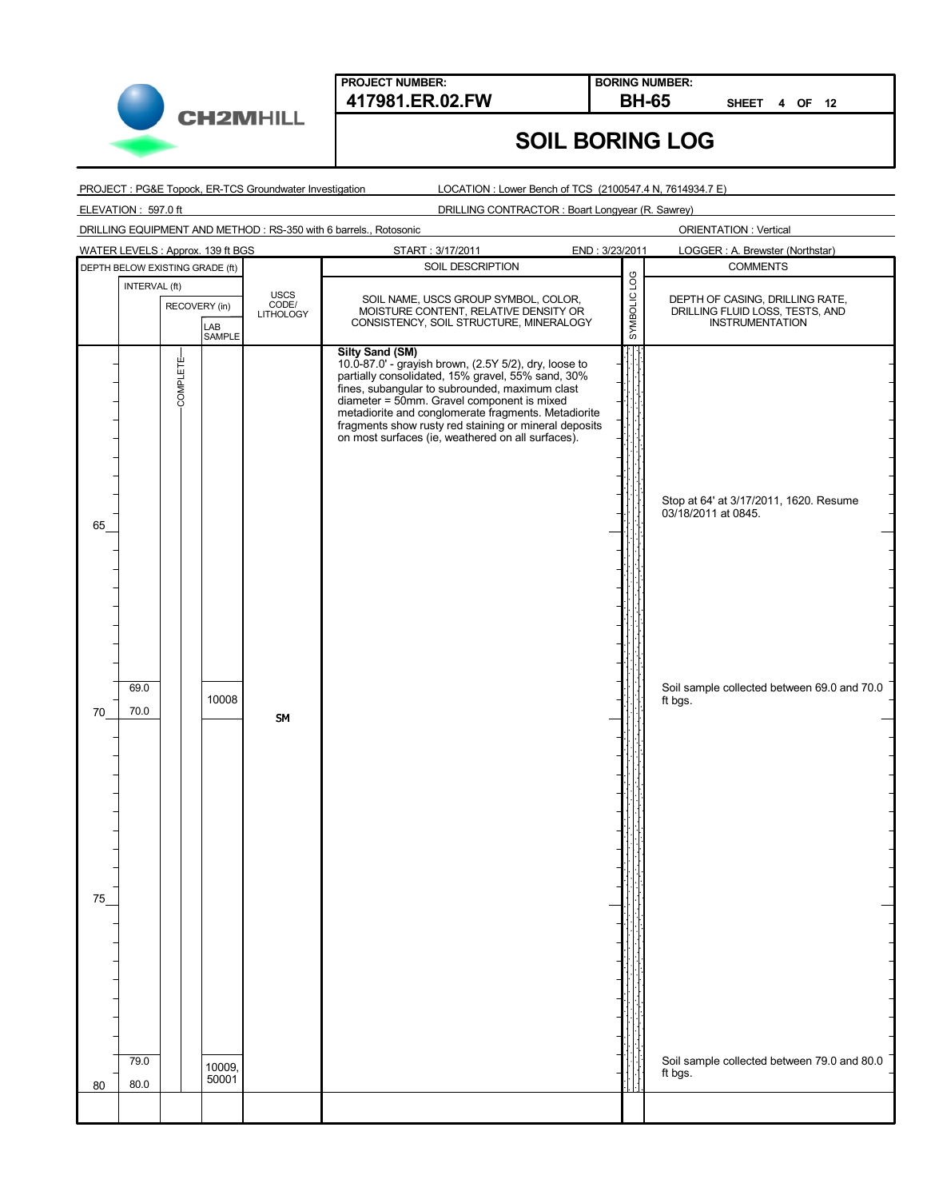**CH2MHILL**

| PROJECT NUMBER: | BORING NUMBER: |
|---|---|
| 417981.ER.02.FW | BH-65 SHEET 4 OF 12 |

# SOIL BORING LOG

PROJECT : PG&E Topock, ER-TCS Groundwater Investigation  LOCATION : Lower Bench of TCS (2100547.4 N, 7614934.7 E)

ELEVATION : 597.0 ft  DRILLING CONTRACTOR : Boart Longyear (R. Sawrey)

DRILLING EQUIPMENT AND METHOD : RS-350 with 6 barrels., Rotosonic  ORIENTATION : Vertical

WATER LEVELS : Approx. 139 ft BGS  START : 3/17/2011  END : 3/23/2011  LOGGER : A. Brewster (Northstar)

| DEPTH BELOW EXISTING GRADE (ft) | INTERVAL (ft) | RECOVERY (in) | LAB SAMPLE | USCS CODE/ LITHOLOGY | SOIL DESCRIPTION: SOIL NAME, USCS GROUP SYMBOL, COLOR, MOISTURE CONTENT, RELATIVE DENSITY OR CONSISTENCY, SOIL STRUCTURE, MINERALOGY | SYMBOLIC LOG | COMMENTS: DEPTH OF CASING, DRILLING RATE, DRILLING FLUID LOSS, TESTS, AND INSTRUMENTATION |
|---|---|---|---|---|---|---|---|
| | | COMPLETE | | | **Silty Sand (SM)** 10.0-87.0' - grayish brown, (2.5Y 5/2), dry, loose to partially consolidated, 15% gravel, 55% sand, 30% fines, subangular to subrounded, maximum clast diameter = 50mm. Gravel component is mixed metadiorite and conglomerate fragments. Metadiorite fragments show rusty red staining or mineral deposits on most surfaces (ie, weathered on all surfaces). | | |
| 65 | | | | | | | Stop at 64' at 3/17/2011, 1620. Resume 03/18/2011 at 0845. |
| | 69.0 | | 10008 | | | | Soil sample collected between 69.0 and 70.0 ft bgs. |
| 70 | 70.0 | | | SM | | | |
| 75 | | | | | | | |
| | 79.0 | | 10009, 50001 | | | | Soil sample collected between 79.0 and 80.0 ft bgs. |
| 80 | 80.0 | | | | | | |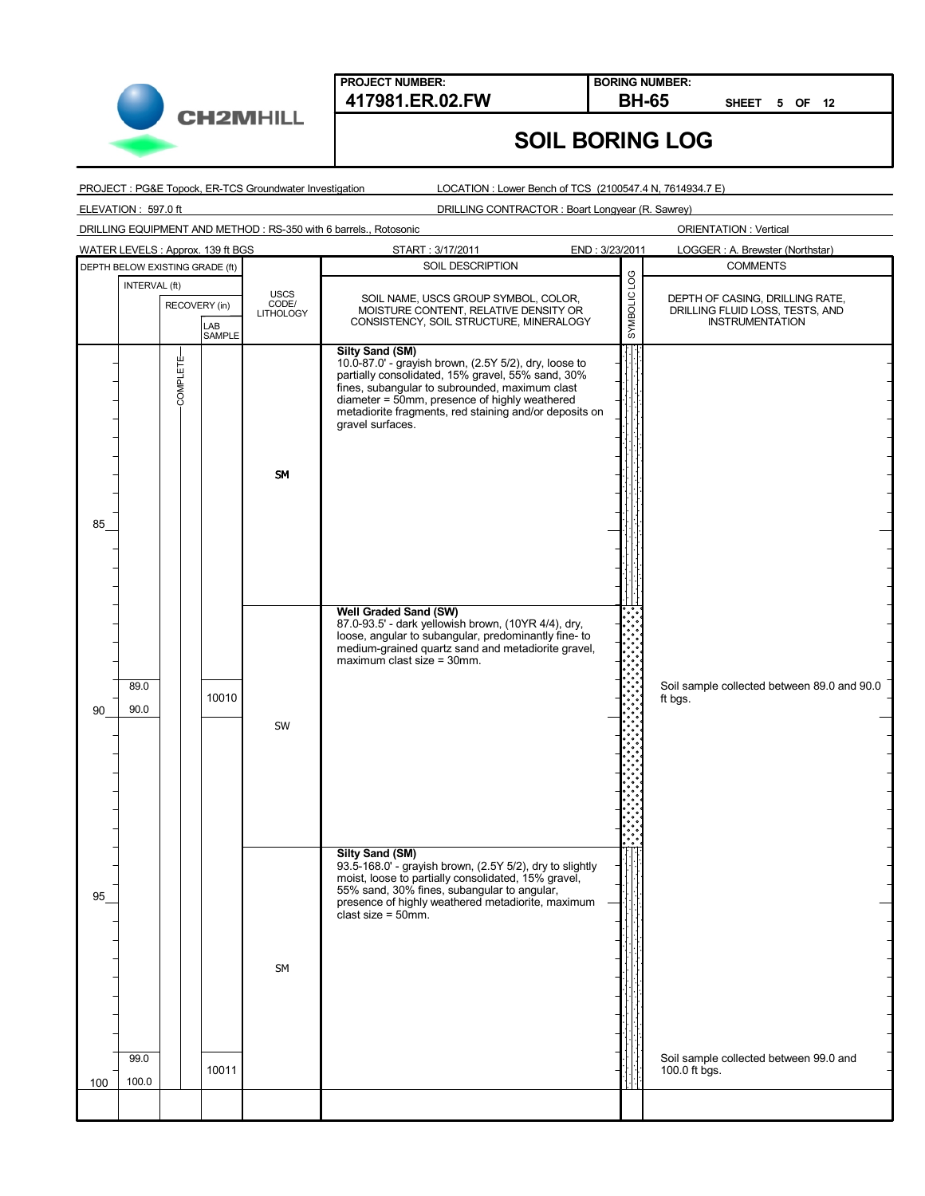**PROJECT NUMBER:** 417981.ER.02.FW

**BORING NUMBER:** BH-65 SHEET 5 OF 12

# SOIL BORING LOG

PROJECT : PG&E Topock, ER-TCS Groundwater Investigation

LOCATION : Lower Bench of TCS (2100547.4 N, 7614934.7 E)

ELEVATION : 597.0 ft

DRILLING CONTRACTOR : Boart Longyear (R. Sawrey)

DRILLING EQUIPMENT AND METHOD : RS-350 with 6 barrels., Rotosonic

ORIENTATION : Vertical

WATER LEVELS : Approx. 139 ft BGS

START : 3/17/2011

END : 3/23/2011

LOGGER : A. Brewster (Northstar)

| DEPTH BELOW EXISTING GRADE (ft) | INTERVAL (ft) | RECOVERY (in) | LAB SAMPLE | USCS CODE/ LITHOLOGY | SOIL DESCRIPTION (SOIL NAME, USCS GROUP SYMBOL, COLOR, MOISTURE CONTENT, RELATIVE DENSITY OR CONSISTENCY, SOIL STRUCTURE, MINERALOGY) | SYMBOLIC LOG | COMMENTS (DEPTH OF CASING, DRILLING RATE, DRILLING FLUID LOSS, TESTS, AND INSTRUMENTATION) |
|---|---|---|---|---|---|---|---|
| | | COMPLETE | | SM | **Silty Sand (SM)** 10.0-87.0' - grayish brown, (2.5Y 5/2), dry, loose to partially consolidated, 15% gravel, 55% sand, 30% fines, subangular to subrounded, maximum clast diameter = 50mm, presence of highly weathered metadiorite fragments, red staining and/or deposits on gravel surfaces. | | |
| 85 | | | | | | | |
| | | | | SW | **Well Graded Sand (SW)** 87.0-93.5' - dark yellowish brown, (10YR 4/4), dry, loose, angular to subangular, predominantly fine- to medium-grained quartz sand and metadiorite gravel, maximum clast size = 30mm. | | |
| 90 | 89.0 – 90.0 | | 10010 | | | | Soil sample collected between 89.0 and 90.0 ft bgs. |
| | | | | SM | **Silty Sand (SM)** 93.5-168.0' - grayish brown, (2.5Y 5/2), dry to slightly moist, loose to partially consolidated, 15% gravel, 55% sand, 30% fines, subangular to angular, presence of highly weathered metadiorite, maximum clast size = 50mm. | | |
| 95 | | | | | | | |
| 100 | 99.0 – 100.0 | | 10011 | | | | Soil sample collected between 99.0 and 100.0 ft bgs. |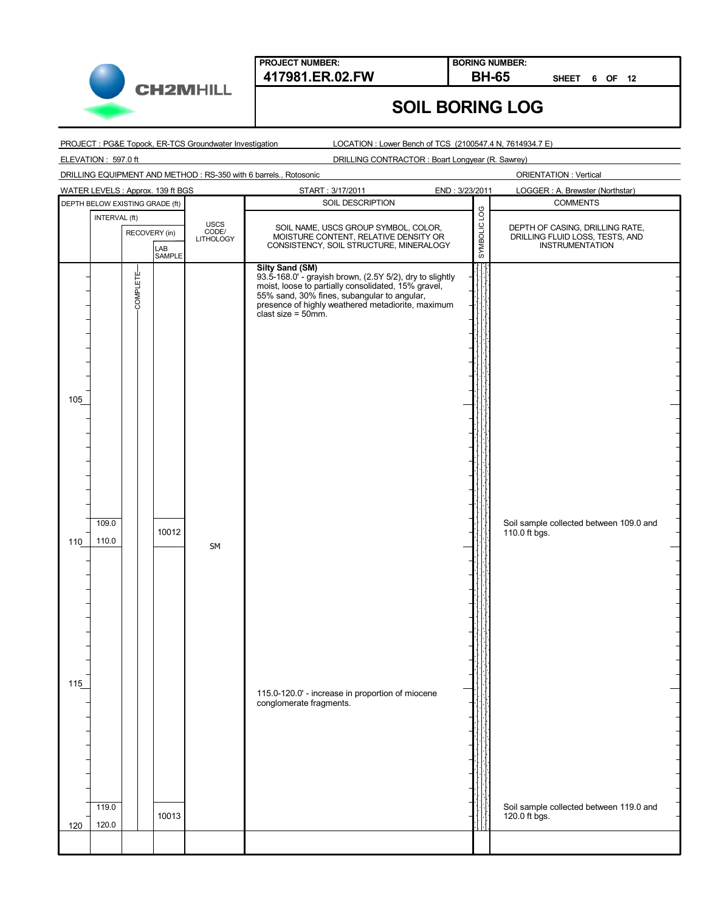**PROJECT NUMBER:** 417981.ER.02.FW

**BORING NUMBER:** BH-65 SHEET 6 OF 12

# SOIL BORING LOG

PROJECT : PG&E Topock, ER-TCS Groundwater Investigation

LOCATION : Lower Bench of TCS (2100547.4 N, 7614934.7 E)

ELEVATION : 597.0 ft

DRILLING CONTRACTOR : Boart Longyear (R. Sawrey)

DRILLING EQUIPMENT AND METHOD : RS-350 with 6 barrels., Rotosonic

ORIENTATION : Vertical

WATER LEVELS : Approx. 139 ft BGS

START : 3/17/2011

END : 3/23/2011

LOGGER : A. Brewster (Northstar)

| DEPTH BELOW EXISTING GRADE (ft) | INTERVAL (ft) | RECOVERY (in) | LAB SAMPLE | USCS CODE/ LITHOLOGY | SOIL DESCRIPTION: SOIL NAME, USCS GROUP SYMBOL, COLOR, MOISTURE CONTENT, RELATIVE DENSITY OR CONSISTENCY, SOIL STRUCTURE, MINERALOGY | SYMBOLIC LOG | COMMENTS: DEPTH OF CASING, DRILLING RATE, DRILLING FLUID LOSS, TESTS, AND INSTRUMENTATION |
|---|---|---|---|---|---|---|---|
| | | COMPLETE | | | **Silty Sand (SM)** 93.5-168.0' - grayish brown, (2.5Y 5/2), dry to slightly moist, loose to partially consolidated, 15% gravel, 55% sand, 30% fines, subangular to angular, presence of highly weathered metadiorite, maximum clast size = 50mm. | | |
| 105 | | | | | | | |
| | 109.0 | | 10012 | | | | Soil sample collected between 109.0 and 110.0 ft bgs. |
| 110 | 110.0 | | | SM | | | |
| 115 | | | | | 115.0-120.0' - increase in proportion of miocene conglomerate fragments. | | |
| | 119.0 | | 10013 | | | | Soil sample collected between 119.0 and 120.0 ft bgs. |
| 120 | 120.0 | | | | | | |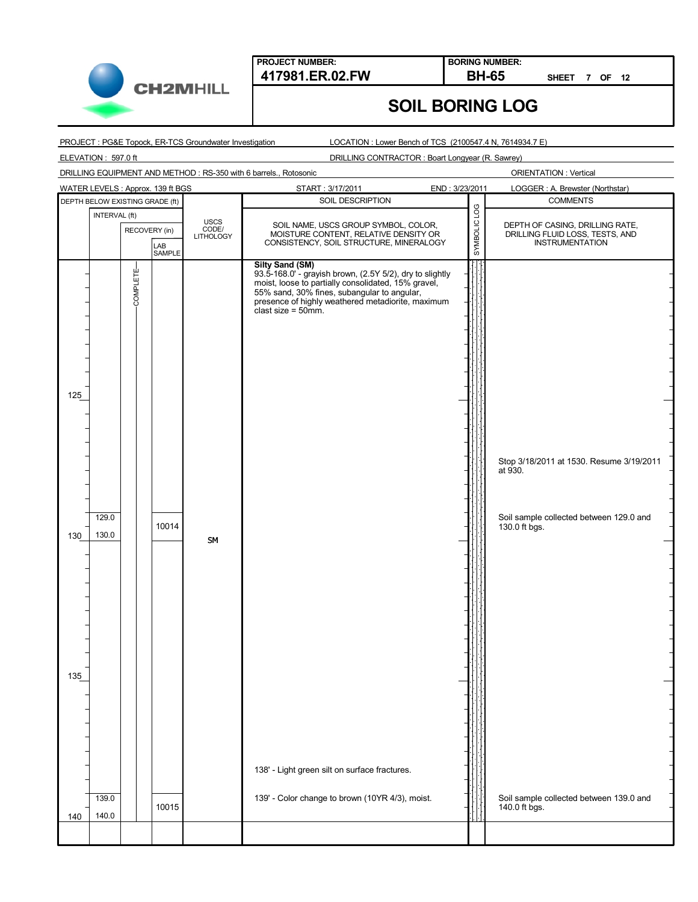**PROJECT NUMBER:** 417981.ER.02.FW

**BORING NUMBER:** BH-65

**SHEET** 7 **OF** 12

# SOIL BORING LOG

PROJECT : PG&E Topock, ER-TCS Groundwater Investigation

LOCATION : Lower Bench of TCS (2100547.4 N, 7614934.7 E)

ELEVATION : 597.0 ft

DRILLING CONTRACTOR : Boart Longyear (R. Sawrey)

DRILLING EQUIPMENT AND METHOD : RS-350 with 6 barrels., Rotosonic

ORIENTATION : Vertical

WATER LEVELS : Approx. 139 ft BGS

START : 3/17/2011

END : 3/23/2011

LOGGER : A. Brewster (Northstar)

| DEPTH BELOW EXISTING GRADE (ft) | INTERVAL (ft) | RECOVERY (in) | LAB SAMPLE | USCS CODE/ LITHOLOGY | SOIL DESCRIPTION (SOIL NAME, USCS GROUP SYMBOL, COLOR, MOISTURE CONTENT, RELATIVE DENSITY OR CONSISTENCY, SOIL STRUCTURE, MINERALOGY) | COMMENTS (DEPTH OF CASING, DRILLING RATE, DRILLING FLUID LOSS, TESTS, AND INSTRUMENTATION) |
|---|---|---|---|---|---|---|
| | | COMPLETE | | | **Silty Sand (SM)** 93.5-168.0' - grayish brown, (2.5Y 5/2), dry to slightly moist, loose to partially consolidated, 15% gravel, 55% sand, 30% fines, subangular to angular, presence of highly weathered metadiorite, maximum clast size = 50mm. | |
| 125 | | | | | | |
| | | | | | | Stop 3/18/2011 at 1530. Resume 3/19/2011 at 930. |
| | 129.0 – 130.0 | | 10014 | | | Soil sample collected between 129.0 and 130.0 ft bgs. |
| 130 | | | | SM | | |
| 135 | | | | | | |
| | | | | | 138' - Light green silt on surface fractures. | |
| | 139.0 – 140.0 | | 10015 | | 139' - Color change to brown (10YR 4/3), moist. | Soil sample collected between 139.0 and 140.0 ft bgs. |
| 140 | | | | | | |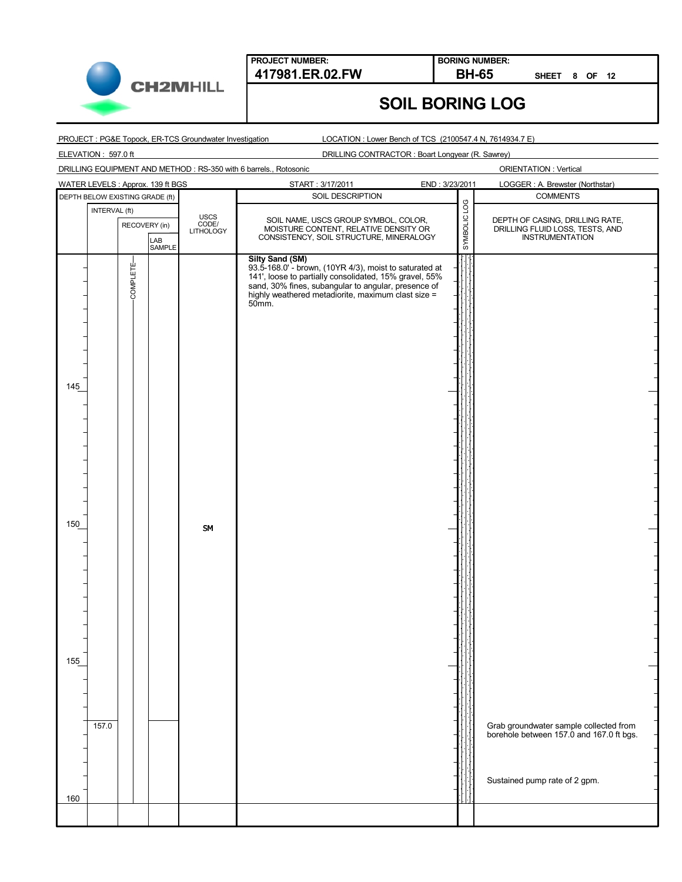**PROJECT NUMBER:** 417981.ER.02.FW

**BORING NUMBER:** BH-65

**SHEET 8 OF 12**

# SOIL BORING LOG

PROJECT : PG&E Topock, ER-TCS Groundwater Investigation

LOCATION : Lower Bench of TCS (2100547.4 N, 7614934.7 E)

ELEVATION : 597.0 ft

DRILLING CONTRACTOR : Boart Longyear (R. Sawrey)

DRILLING EQUIPMENT AND METHOD : RS-350 with 6 barrels., Rotosonic

ORIENTATION : Vertical

WATER LEVELS : Approx. 139 ft BGS

START : 3/17/2011

END : 3/23/2011

LOGGER : A. Brewster (Northstar)

| DEPTH BELOW EXISTING GRADE (ft) | INTERVAL (ft) | RECOVERY (in) | LAB SAMPLE | USCS CODE/ LITHOLOGY | SOIL DESCRIPTION (SOIL NAME, USCS GROUP SYMBOL, COLOR, MOISTURE CONTENT, RELATIVE DENSITY OR CONSISTENCY, SOIL STRUCTURE, MINERALOGY) | COMMENTS (DEPTH OF CASING, DRILLING RATE, DRILLING FLUID LOSS, TESTS, AND INSTRUMENTATION) |
|---|---|---|---|---|---|---|
| | | COMPLETE | | | **Silty Sand (SM)** 93.5-168.0' - brown, (10YR 4/3), moist to saturated at 141', loose to partially consolidated, 15% gravel, 55% sand, 30% fines, subangular to angular, presence of highly weathered metadiorite, maximum clast size = 50mm. | |
| 145 | | | | | | |
| 150 | | | | SM | | |
| 155 | | | | | | |
| | 157.0 | | | | | Grab groundwater sample collected from borehole between 157.0 and 167.0 ft bgs. |
| | | | | | | Sustained pump rate of 2 gpm. |
| 160 | | | | | | |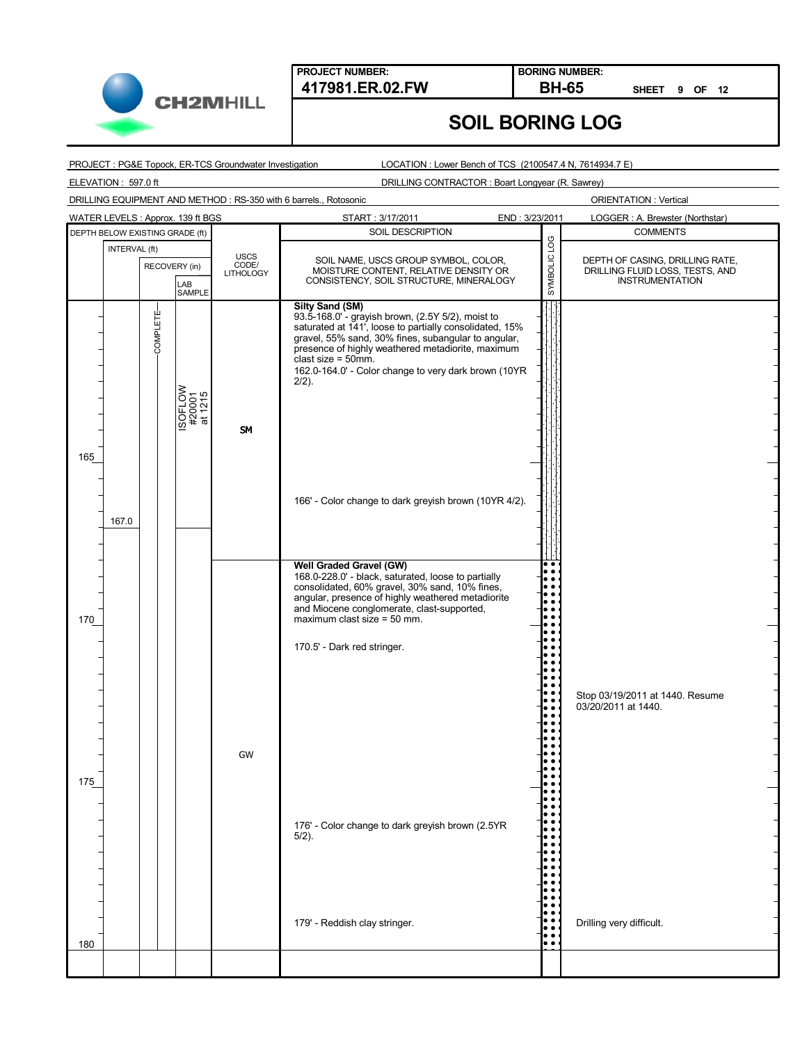**PROJECT NUMBER:** 417981.ER.02.FW

**BORING NUMBER:** BH-65 — SHEET 9 OF 12

# SOIL BORING LOG

PROJECT : PG&E Topock, ER-TCS Groundwater Investigation

LOCATION : Lower Bench of TCS (2100547.4 N, 7614934.7 E)

ELEVATION : 597.0 ft

DRILLING CONTRACTOR : Boart Longyear (R. Sawrey)

DRILLING EQUIPMENT AND METHOD : RS-350 with 6 barrels., Rotosonic

ORIENTATION : Vertical

WATER LEVELS : Approx. 139 ft BGS

START : 3/17/2011

END : 3/23/2011

LOGGER : A. Brewster (Northstar)

| DEPTH BELOW EXISTING GRADE (ft) | INTERVAL (ft) | RECOVERY (in) | LAB SAMPLE | USCS CODE/ LITHOLOGY | SOIL DESCRIPTION: SOIL NAME, USCS GROUP SYMBOL, COLOR, MOISTURE CONTENT, RELATIVE DENSITY OR CONSISTENCY, SOIL STRUCTURE, MINERALOGY | COMMENTS: DEPTH OF CASING, DRILLING RATE, DRILLING FLUID LOSS, TESTS, AND INSTRUMENTATION |
|---|---|---|---|---|---|---|
| | | COMPLETE | ISOFLOW #20001 at 1215 | SM | **Silty Sand (SM)** 93.5-168.0' - grayish brown, (2.5Y 5/2), moist to saturated at 141', loose to partially consolidated, 15% gravel, 55% sand, 30% fines, subangular to angular, presence of highly weathered metadiorite, maximum clast size = 50mm. 162.0-164.0' - Color change to very dark brown (10YR 2/2). | |
| 165 | | | | | 166' - Color change to dark greyish brown (10YR 4/2). | |
| | 167.0 | | | | | |
| | | | | GW | **Well Graded Gravel (GW)** 168.0-228.0' - black, saturated, loose to partially consolidated, 60% gravel, 30% sand, 10% fines, angular, presence of highly weathered metadiorite and Miocene conglomerate, clast-supported, maximum clast size = 50 mm. | |
| 170 | | | | | 170.5' - Dark red stringer. | |
| | | | | | | Stop 03/19/2011 at 1440. Resume 03/20/2011 at 1440. |
| 175 | | | | | 176' - Color change to dark greyish brown (2.5YR 5/2). | |
| | | | | | 179' - Reddish clay stringer. | Drilling very difficult. |
| 180 | | | | | | |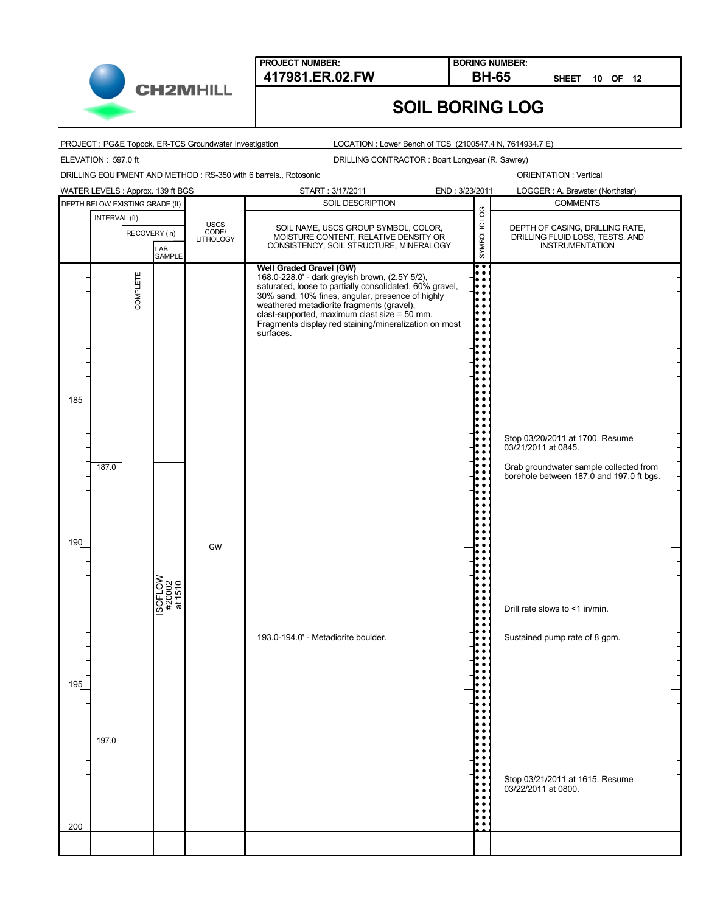**PROJECT NUMBER:** 417981.ER.02.FW

**BORING NUMBER:** BH-65 SHEET 10 OF 12

# SOIL BORING LOG

PROJECT : PG&E Topock, ER-TCS Groundwater Investigation
LOCATION : Lower Bench of TCS (2100547.4 N, 7614934.7 E)
ELEVATION : 597.0 ft
DRILLING CONTRACTOR : Boart Longyear (R. Sawrey)
DRILLING EQUIPMENT AND METHOD : RS-350 with 6 barrels., Rotosonic
ORIENTATION : Vertical
WATER LEVELS : Approx. 139 ft BGS
START : 3/17/2011
END : 3/23/2011
LOGGER : A. Brewster (Northstar)

| DEPTH BELOW EXISTING GRADE (ft) | INTERVAL (ft) | RECOVERY (in) | LAB SAMPLE | USCS CODE/ LITHOLOGY | SOIL DESCRIPTION (SOIL NAME, USCS GROUP SYMBOL, COLOR, MOISTURE CONTENT, RELATIVE DENSITY OR CONSISTENCY, SOIL STRUCTURE, MINERALOGY) | SYMBOLIC LOG | COMMENTS (DEPTH OF CASING, DRILLING RATE, DRILLING FLUID LOSS, TESTS, AND INSTRUMENTATION) |
|---|---|---|---|---|---|---|---|
| | | COMPLETE | | | **Well Graded Gravel (GW)** 168.0-228.0' - dark greyish brown, (2.5Y 5/2), saturated, loose to partially consolidated, 60% gravel, 30% sand, 10% fines, angular, presence of highly weathered metadiorite fragments (gravel), clast-supported, maximum clast size = 50 mm. Fragments display red staining/mineralization on most surfaces. | | |
| 185 | | | | | | | |
| | | | | | | | Stop 03/20/2011 at 1700. Resume 03/21/2011 at 0845. |
| | 187.0 | | | | | | Grab groundwater sample collected from borehole between 187.0 and 197.0 ft bgs. |
| 190 | | | | GW | | | |
| | | | ISOFLOW #20002 at 1510 | | | | Drill rate slows to <1 in/min. |
| | | | | | 193.0-194.0' - Metadiorite boulder. | | Sustained pump rate of 8 gpm. |
| 195 | | | | | | | |
| | 197.0 | | | | | | |
| | | | | | | | Stop 03/21/2011 at 1615. Resume 03/22/2011 at 0800. |
| 200 | | | | | | | |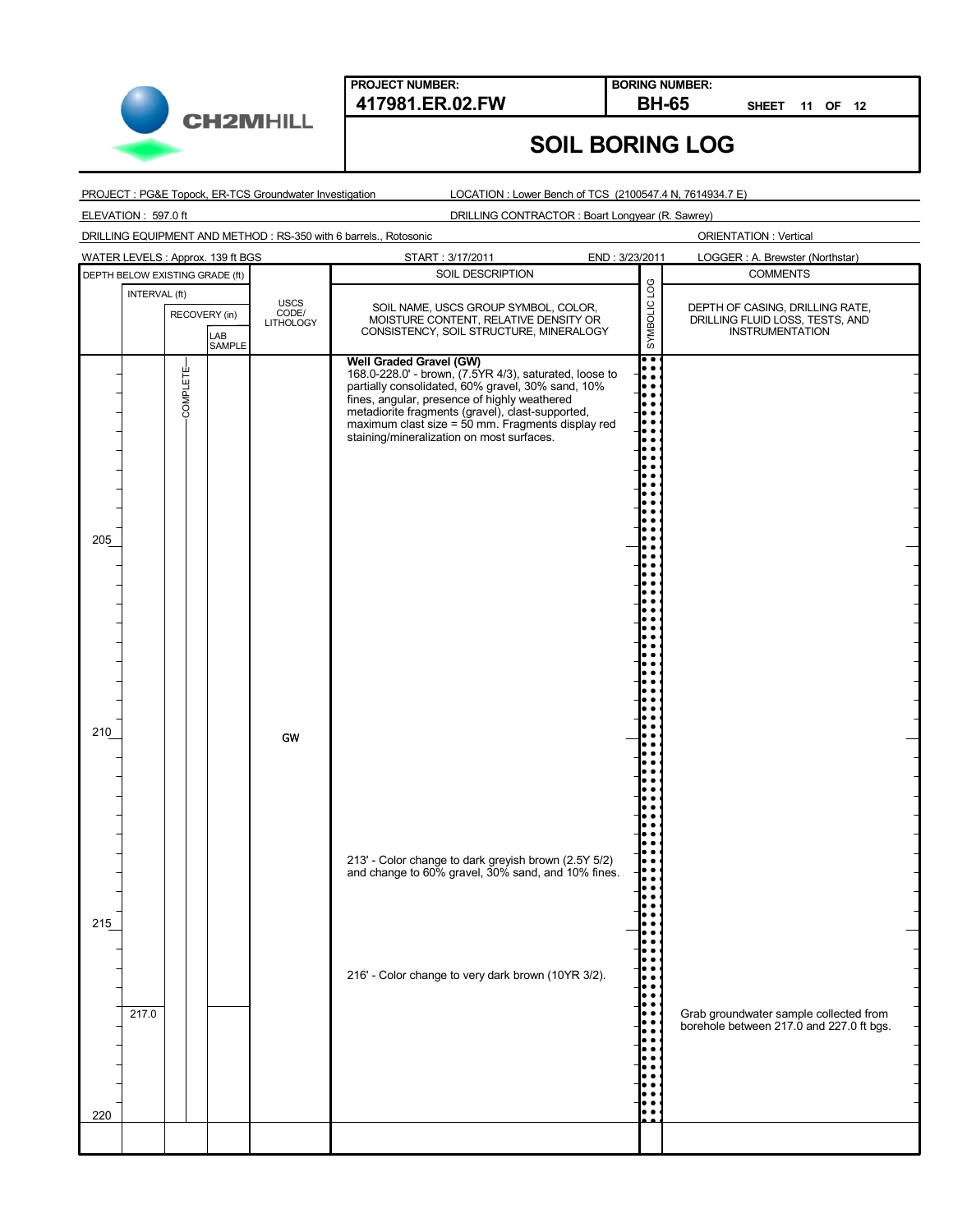**PROJECT NUMBER:** 417981.ER.02.FW

**BORING NUMBER:** BH-65

# SOIL BORING LOG

PROJECT : PG&E Topock, ER-TCS Groundwater Investigation

LOCATION : Lower Bench of TCS (2100547.4 N, 7614934.7 E)

ELEVATION : 597.0 ft

DRILLING CONTRACTOR : Boart Longyear (R. Sawrey)

DRILLING EQUIPMENT AND METHOD : RS-350 with 6 barrels., Rotosonic

ORIENTATION : Vertical

WATER LEVELS : Approx. 139 ft BGS

START : 3/17/2011

END : 3/23/2011

LOGGER : A. Brewster (Northstar)

| DEPTH BELOW EXISTING GRADE (ft) | INTERVAL (ft) | RECOVERY (in) | LAB SAMPLE | USCS CODE/ LITHOLOGY | SOIL DESCRIPTION: SOIL NAME, USCS GROUP SYMBOL, COLOR, MOISTURE CONTENT, RELATIVE DENSITY OR CONSISTENCY, SOIL STRUCTURE, MINERALOGY | SYMBOLIC LOG | COMMENTS: DEPTH OF CASING, DRILLING RATE, DRILLING FLUID LOSS, TESTS, AND INSTRUMENTATION |
|---|---|---|---|---|---|---|---|
| | | COMPLETE | | GW | **Well Graded Gravel (GW)**<br>168.0-228.0' - brown, (7.5YR 4/3), saturated, loose to partially consolidated, 60% gravel, 30% sand, 10% fines, angular, presence of highly weathered metadiorite fragments (gravel), clast-supported, maximum clast size = 50 mm. Fragments display red staining/mineralization on most surfaces. | | |
| 205 | | | | | | | |
| 210 | | | | | | | |
| | | | | | 213' - Color change to dark greyish brown (2.5Y 5/2) and change to 60% gravel, 30% sand, and 10% fines. | | |
| 215 | | | | | | | |
| | | | | | 216' - Color change to very dark brown (10YR 3/2). | | |
| | 217.0 | | | | | | Grab groundwater sample collected from borehole between 217.0 and 227.0 ft bgs. |
| 220 | | | | | | | |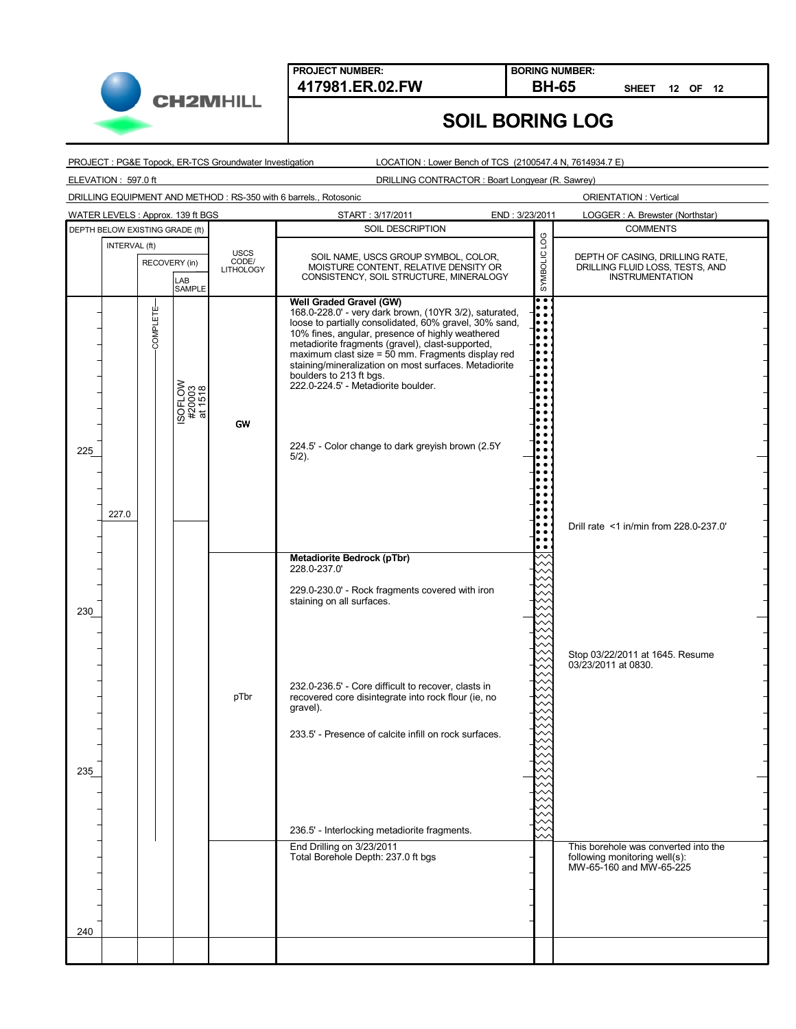CH2MHILL

**PROJECT NUMBER:** 417981.ER.02.FW

**BORING NUMBER:** BH-65 SHEET 12 OF 12

# SOIL BORING LOG

PROJECT : PG&E Topock, ER-TCS Groundwater Investigation
LOCATION : Lower Bench of TCS (2100547.4 N, 7614934.7 E)

ELEVATION : 597.0 ft
DRILLING CONTRACTOR : Boart Longyear (R. Sawrey)

DRILLING EQUIPMENT AND METHOD : RS-350 with 6 barrels., Rotosonic
ORIENTATION : Vertical

WATER LEVELS : Approx. 139 ft BGS
START : 3/17/2011
END : 3/23/2011
LOGGER : A. Brewster (Northstar)

| DEPTH BELOW EXISTING GRADE (ft) | INTERVAL (ft) | RECOVERY (in) | LAB SAMPLE | USCS CODE/ LITHOLOGY | SOIL DESCRIPTION: SOIL NAME, USCS GROUP SYMBOL, COLOR, MOISTURE CONTENT, RELATIVE DENSITY OR CONSISTENCY, SOIL STRUCTURE, MINERALOGY | SYMBOLIC LOG | COMMENTS: DEPTH OF CASING, DRILLING RATE, DRILLING FLUID LOSS, TESTS, AND INSTRUMENTATION |
|---|---|---|---|---|---|---|---|
| | | COMPLETE | ISOFLOW #20003 at 1518 | GW | **Well Graded Gravel (GW)** 168.0-228.0' - very dark brown, (10YR 3/2), saturated, loose to partially consolidated, 60% gravel, 30% sand, 10% fines, angular, presence of highly weathered metadiorite fragments (gravel), clast-supported, maximum clast size = 50 mm. Fragments display red staining/mineralization on most surfaces. Metadiorite boulders to 213 ft bgs. 222.0-224.5' - Metadiorite boulder. | | |
| 225 | | | | | 224.5' - Color change to dark greyish brown (2.5Y 5/2). | | |
| | 227.0 | | | | | | Drill rate <1 in/min from 228.0-237.0' |
| | | | | pTbr | **Metadiorite Bedrock (pTbr)** 228.0-237.0' | | |
| 230 | | | | | 229.0-230.0' - Rock fragments covered with iron staining on all surfaces. | | |
| | | | | | | | Stop 03/22/2011 at 1645. Resume 03/23/2011 at 0830. |
| | | | | | 232.0-236.5' - Core difficult to recover, clasts in recovered core disintegrate into rock flour (ie, no gravel). | | |
| | | | | | 233.5' - Presence of calcite infill on rock surfaces. | | |
| 235 | | | | | | | |
| | | | | | 236.5' - Interlocking metadiorite fragments. | | |
| | | | | | End Drilling on 3/23/2011 Total Borehole Depth: 237.0 ft bgs | | This borehole was converted into the following monitoring well(s): MW-65-160 and MW-65-225 |
| 240 | | | | | | | |